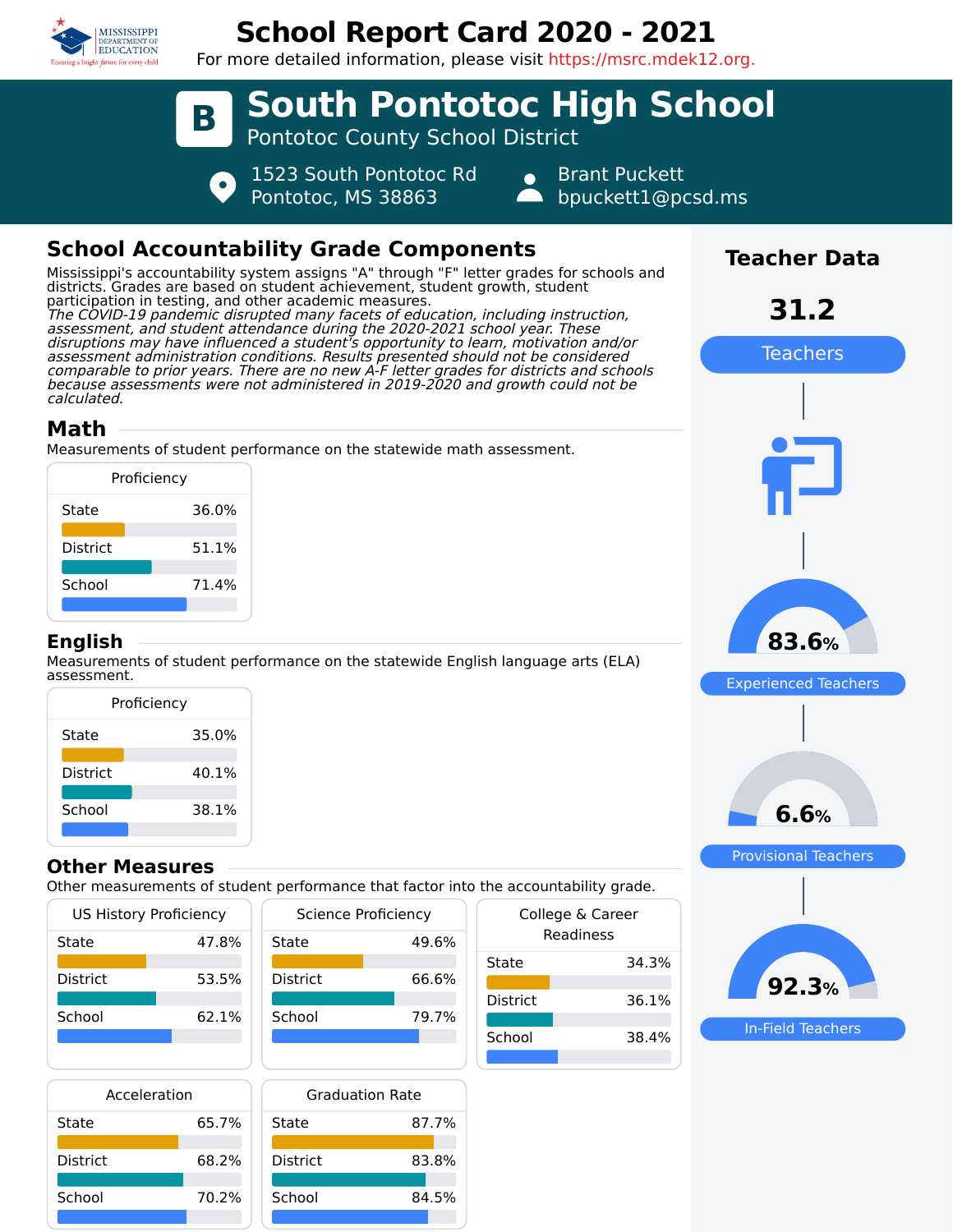# School Report Card 2020 - 2021

For more detailed information, please visit https://msrc.mdek12.org.

## B South Pontotoc High School

Pontotoc County School District

1523 South Pontotoc Rd
Pontotoc, MS 38863

Brant Puckett
bpuckett1@pcsd.ms

## School Accountability Grade Components

Mississippi's accountability system assigns "A" through "F" letter grades for schools and districts. Grades are based on student achievement, student growth, student participation in testing, and other academic measures.

*The COVID-19 pandemic disrupted many facets of education, including instruction, assessment, and student attendance during the 2020-2021 school year. These disruptions may have influenced a student's opportunity to learn, motivation and/or assessment administration conditions. Results presented should not be considered comparable to prior years. There are no new A-F letter grades for districts and schools because assessments were not administered in 2019-2020 and growth could not be calculated.*

### Math

Measurements of student performance on the statewide math assessment.

| Proficiency | |
|---|---|
| State | 36.0% |
| District | 51.1% |
| School | 71.4% |

### English

Measurements of student performance on the statewide English language arts (ELA) assessment.

| Proficiency | |
|---|---|
| State | 35.0% |
| District | 40.1% |
| School | 38.1% |

### Other Measures

Other measurements of student performance that factor into the accountability grade.

| US History Proficiency | |
|---|---|
| State | 47.8% |
| District | 53.5% |
| School | 62.1% |

| Science Proficiency | |
|---|---|
| State | 49.6% |
| District | 66.6% |
| School | 79.7% |

| College & Career Readiness | |
|---|---|
| State | 34.3% |
| District | 36.1% |
| School | 38.4% |

| Acceleration | |
|---|---|
| State | 65.7% |
| District | 68.2% |
| School | 70.2% |

| Graduation Rate | |
|---|---|
| State | 87.7% |
| District | 83.8% |
| School | 84.5% |

## Teacher Data

**31.2** Teachers

**83.6%** Experienced Teachers

**6.6%** Provisional Teachers

**92.3%** In-Field Teachers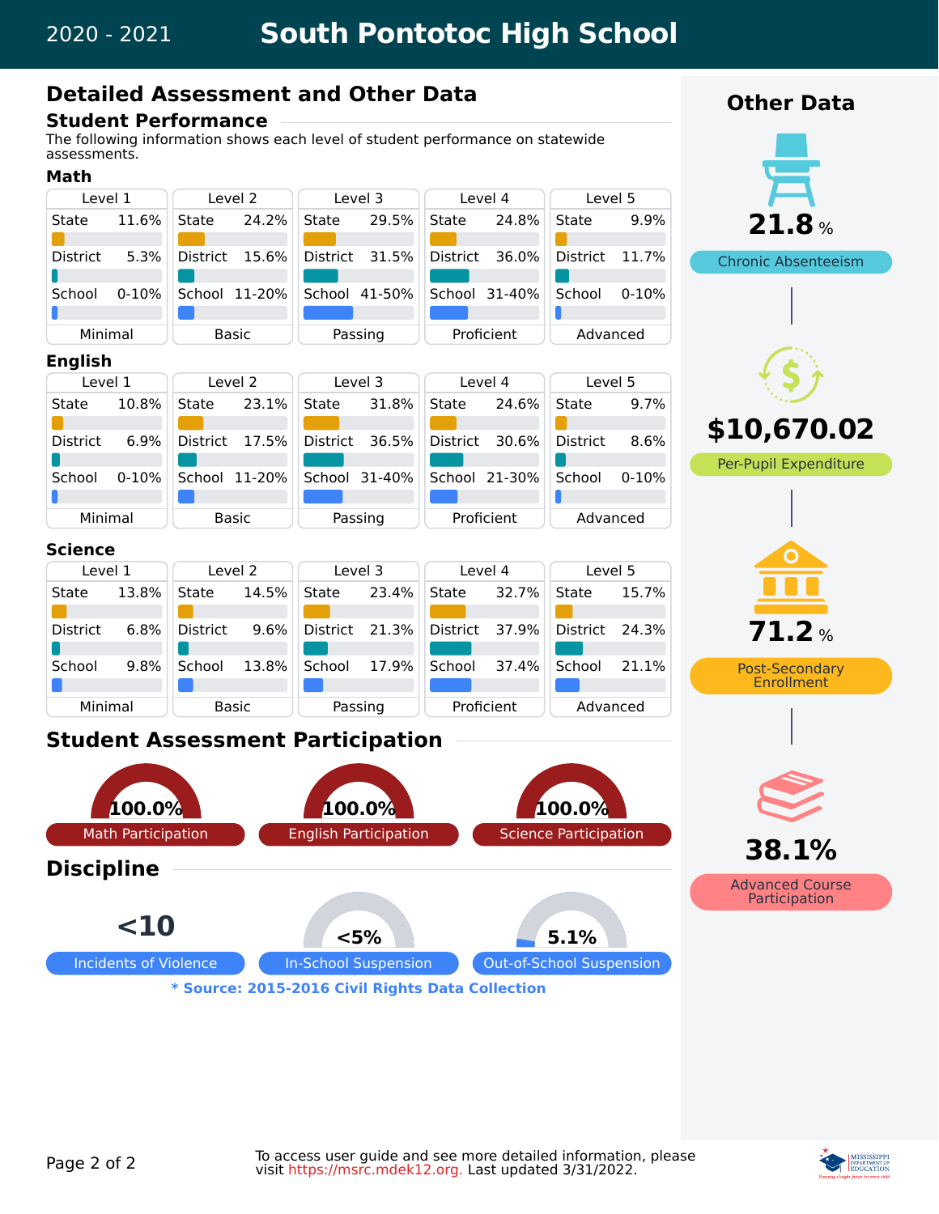# 2020 - 2021 South Pontotoc High School

## Detailed Assessment and Other Data

### Student Performance

The following information shows each level of student performance on statewide assessments.

#### Math

| | Level 1 | Level 2 | Level 3 | Level 4 | Level 5 |
|---|---|---|---|---|---|
| State | 11.6% | 24.2% | 29.5% | 24.8% | 9.9% |
| District | 5.3% | 15.6% | 31.5% | 36.0% | 11.7% |
| School | 0-10% | 11-20% | 41-50% | 31-40% | 0-10% |
| | Minimal | Basic | Passing | Proficient | Advanced |

#### English

| | Level 1 | Level 2 | Level 3 | Level 4 | Level 5 |
|---|---|---|---|---|---|
| State | 10.8% | 23.1% | 31.8% | 24.6% | 9.7% |
| District | 6.9% | 17.5% | 36.5% | 30.6% | 8.6% |
| School | 0-10% | 11-20% | 31-40% | 21-30% | 0-10% |
| | Minimal | Basic | Passing | Proficient | Advanced |

#### Science

| | Level 1 | Level 2 | Level 3 | Level 4 | Level 5 |
|---|---|---|---|---|---|
| State | 13.8% | 14.5% | 23.4% | 32.7% | 15.7% |
| District | 6.8% | 9.6% | 21.3% | 37.9% | 24.3% |
| School | 9.8% | 13.8% | 17.9% | 37.4% | 21.1% |
| | Minimal | Basic | Passing | Proficient | Advanced |

### Student Assessment Participation

100.0%
Math Participation

100.0%
English Participation

100.0%
Science Participation

### Discipline

<10
Incidents of Violence

<5%
In-School Suspension

5.1%
Out-of-School Suspension

**\* Source: 2015-2016 Civil Rights Data Collection**

## Other Data

21.8 %
Chronic Absenteeism

$10,670.02
Per-Pupil Expenditure

71.2 %
Post-Secondary Enrollment

38.1%
Advanced Course Participation

To access user guide and see more detailed information, please visit https://msrc.mdek12.org. Last updated 3/31/2022.